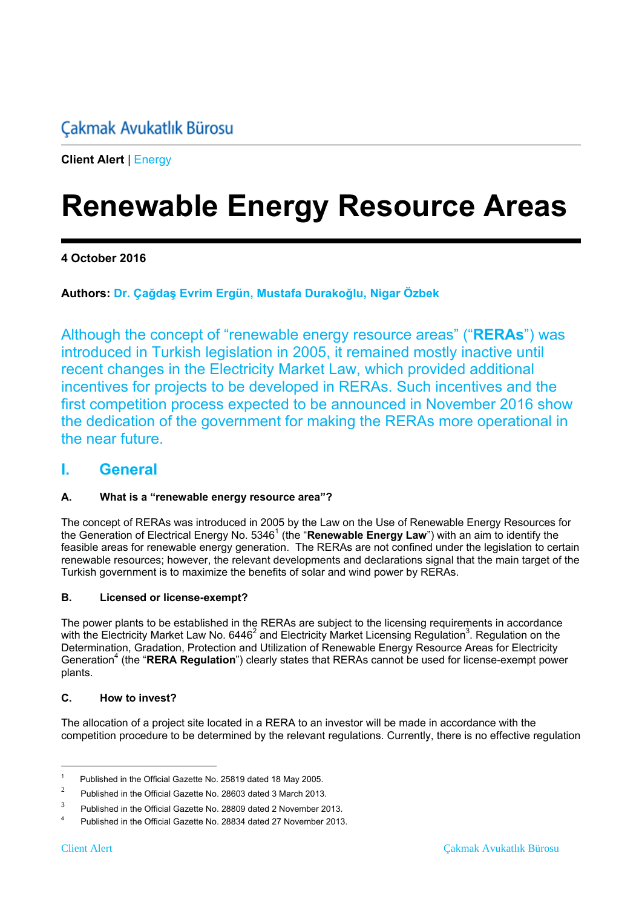Çakmak Avukatlık Bürosu

**Client Alert** | Energy

# Renewable Energy Resource Areas

**4 October 2016**

**Authors: Dr. Çağdaş Evrim Ergün, Mustafa Durakoğlu, Nigar Özbek**

Although the concept of "renewable energy resource areas" ("**RERAs**") was introduced in Turkish legislation in 2005, it remained mostly inactive until recent changes in the Electricity Market Law, which provided additional incentives for projects to be developed in RERAs. Such incentives and the first competition process expected to be announced in November 2016 show the dedication of the government for making the RERAs more operational in the near future.

## I. General

### A. What is a "renewable energy resource area"?

The concept of RERAs was introduced in 2005 by the Law on the Use of Renewable Energy Resources for the Generation of Electrical Energy No. 5346[1] (the "**Renewable Energy Law**") with an aim to identify the feasible areas for renewable energy generation. The RERAs are not confined under the legislation to certain renewable resources; however, the relevant developments and declarations signal that the main target of the Turkish government is to maximize the benefits of solar and wind power by RERAs.

### B. Licensed or license-exempt?

The power plants to be established in the RERAs are subject to the licensing requirements in accordance with the Electricity Market Law No. 6446[2] and Electricity Market Licensing Regulation[3]. Regulation on the Determination, Gradation, Protection and Utilization of Renewable Energy Resource Areas for Electricity Generation[4] (the "**RERA Regulation**") clearly states that RERAs cannot be used for license-exempt power plants.

### C. How to invest?

The allocation of a project site located in a RERA to an investor will be made in accordance with the competition procedure to be determined by the relevant regulations. Currently, there is no effective regulation

---

[1] Published in the Official Gazette No. 25819 dated 18 May 2005.

[2] Published in the Official Gazette No. 28603 dated 3 March 2013.

[3] Published in the Official Gazette No. 28809 dated 2 November 2013.

[4] Published in the Official Gazette No. 28834 dated 27 November 2013.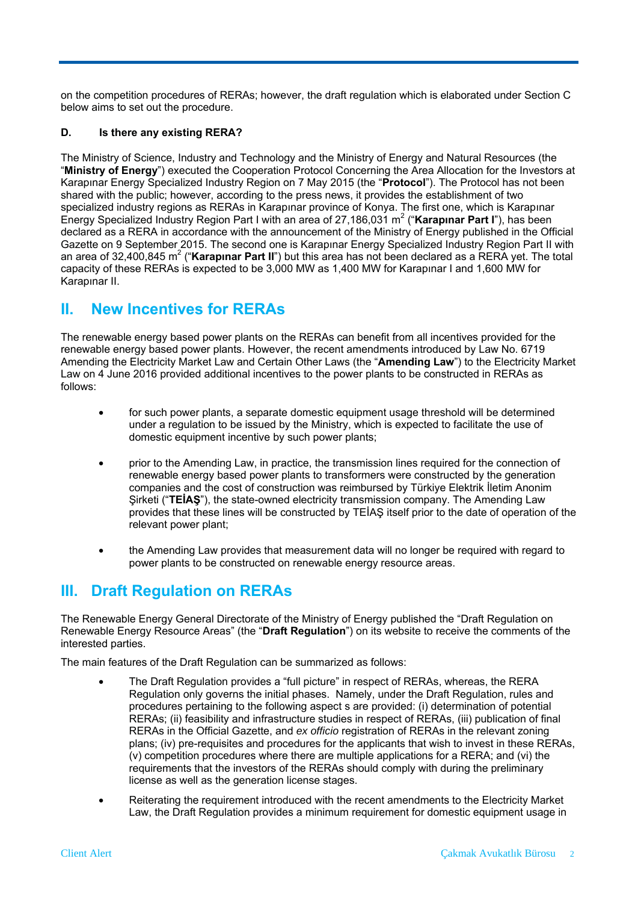on the competition procedures of RERAs; however, the draft regulation which is elaborated under Section C below aims to set out the procedure.

**D. Is there any existing RERA?**

The Ministry of Science, Industry and Technology and the Ministry of Energy and Natural Resources (the "**Ministry of Energy**") executed the Cooperation Protocol Concerning the Area Allocation for the Investors at Karapınar Energy Specialized Industry Region on 7 May 2015 (the "**Protocol**"). The Protocol has not been shared with the public; however, according to the press news, it provides the establishment of two specialized industry regions as RERAs in Karapınar province of Konya. The first one, which is Karapınar Energy Specialized Industry Region Part I with an area of 27,186,031 $m^2$ ("**Karapınar Part I**"), has been declared as a RERA in accordance with the announcement of the Ministry of Energy published in the Official Gazette on 9 September 2015. The second one is Karapınar Energy Specialized Industry Region Part II with an area of 32,400,845 $m^2$ ("**Karapınar Part II**") but this area has not been declared as a RERA yet. The total capacity of these RERAs is expected to be 3,000 MW as 1,400 MW for Karapınar I and 1,600 MW for Karapınar II.

## II. New Incentives for RERAs

The renewable energy based power plants on the RERAs can benefit from all incentives provided for the renewable energy based power plants. However, the recent amendments introduced by Law No. 6719 Amending the Electricity Market Law and Certain Other Laws (the "**Amending Law**") to the Electricity Market Law on 4 June 2016 provided additional incentives to the power plants to be constructed in RERAs as follows:

- for such power plants, a separate domestic equipment usage threshold will be determined under a regulation to be issued by the Ministry, which is expected to facilitate the use of domestic equipment incentive by such power plants;
- prior to the Amending Law, in practice, the transmission lines required for the connection of renewable energy based power plants to transformers were constructed by the generation companies and the cost of construction was reimbursed by Türkiye Elektrik İletim Anonim Şirketi ("**TEİAŞ**"), the state-owned electricity transmission company. The Amending Law provides that these lines will be constructed by TEİAŞ itself prior to the date of operation of the relevant power plant;
- the Amending Law provides that measurement data will no longer be required with regard to power plants to be constructed on renewable energy resource areas.

## III. Draft Regulation on RERAs

The Renewable Energy General Directorate of the Ministry of Energy published the "Draft Regulation on Renewable Energy Resource Areas" (the "**Draft Regulation**") on its website to receive the comments of the interested parties.

The main features of the Draft Regulation can be summarized as follows:

- The Draft Regulation provides a "full picture" in respect of RERAs, whereas, the RERA Regulation only governs the initial phases. Namely, under the Draft Regulation, rules and procedures pertaining to the following aspect s are provided: (i) determination of potential RERAs; (ii) feasibility and infrastructure studies in respect of RERAs, (iii) publication of final RERAs in the Official Gazette, and *ex officio* registration of RERAs in the relevant zoning plans; (iv) pre-requisites and procedures for the applicants that wish to invest in these RERAs, (v) competition procedures where there are multiple applications for a RERA; and (vi) the requirements that the investors of the RERAs should comply with during the preliminary license as well as the generation license stages.
- Reiterating the requirement introduced with the recent amendments to the Electricity Market Law, the Draft Regulation provides a minimum requirement for domestic equipment usage in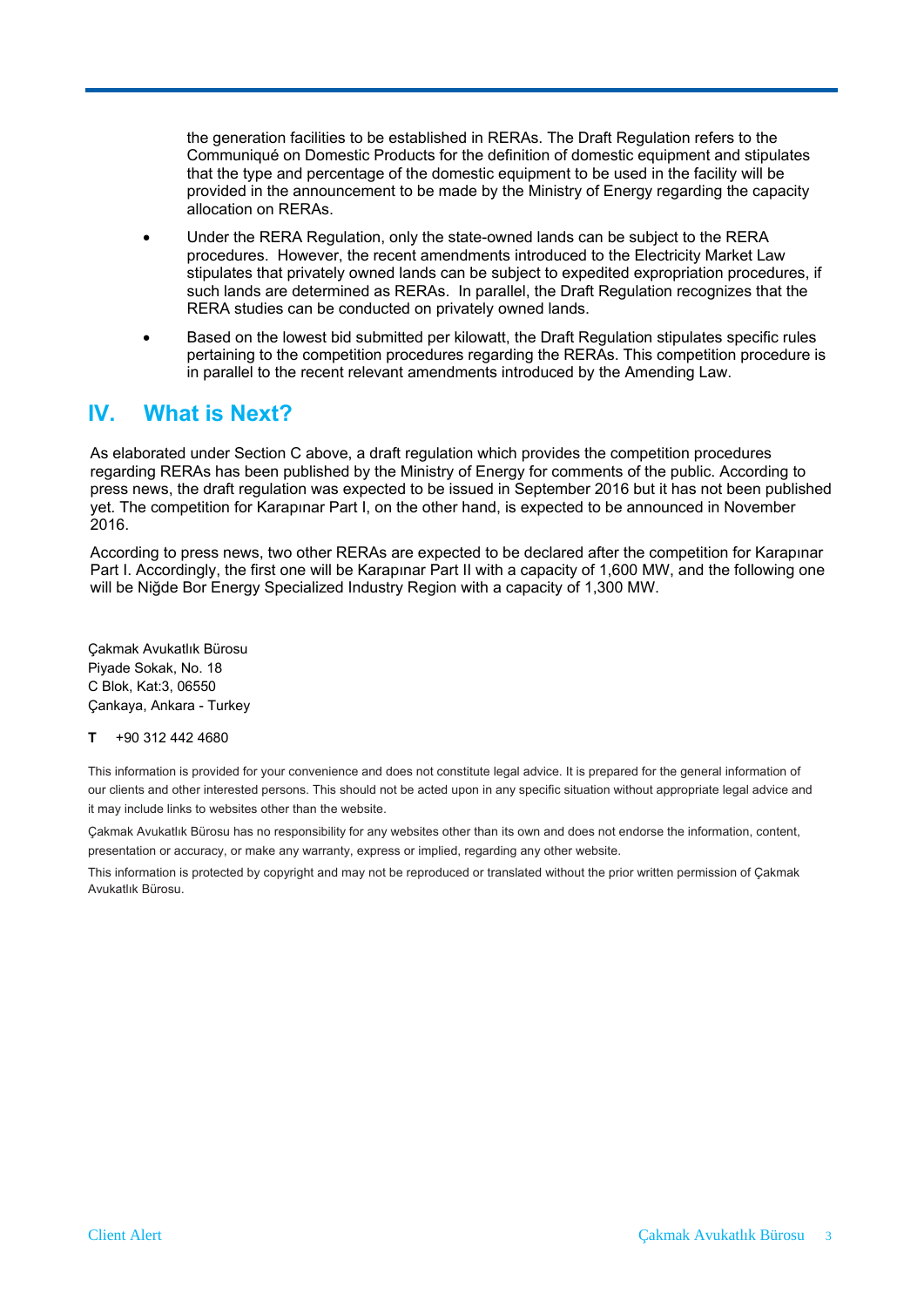the generation facilities to be established in RERAs. The Draft Regulation refers to the Communiqué on Domestic Products for the definition of domestic equipment and stipulates that the type and percentage of the domestic equipment to be used in the facility will be provided in the announcement to be made by the Ministry of Energy regarding the capacity allocation on RERAs.

- Under the RERA Regulation, only the state-owned lands can be subject to the RERA procedures. However, the recent amendments introduced to the Electricity Market Law stipulates that privately owned lands can be subject to expedited expropriation procedures, if such lands are determined as RERAs. In parallel, the Draft Regulation recognizes that the RERA studies can be conducted on privately owned lands.
- Based on the lowest bid submitted per kilowatt, the Draft Regulation stipulates specific rules pertaining to the competition procedures regarding the RERAs. This competition procedure is in parallel to the recent relevant amendments introduced by the Amending Law.

## IV. What is Next?

As elaborated under Section C above, a draft regulation which provides the competition procedures regarding RERAs has been published by the Ministry of Energy for comments of the public. According to press news, the draft regulation was expected to be issued in September 2016 but it has not been published yet. The competition for Karapınar Part I, on the other hand, is expected to be announced in November 2016.

According to press news, two other RERAs are expected to be declared after the competition for Karapınar Part I. Accordingly, the first one will be Karapınar Part II with a capacity of 1,600 MW, and the following one will be Niğde Bor Energy Specialized Industry Region with a capacity of 1,300 MW.

Çakmak Avukatlık Bürosu
Piyade Sokak, No. 18
C Blok, Kat:3, 06550
Çankaya, Ankara - Turkey

**T** +90 312 442 4680

This information is provided for your convenience and does not constitute legal advice. It is prepared for the general information of our clients and other interested persons. This should not be acted upon in any specific situation without appropriate legal advice and it may include links to websites other than the website.

Çakmak Avukatlık Bürosu has no responsibility for any websites other than its own and does not endorse the information, content, presentation or accuracy, or make any warranty, express or implied, regarding any other website.

This information is protected by copyright and may not be reproduced or translated without the prior written permission of Çakmak Avukatlık Bürosu.